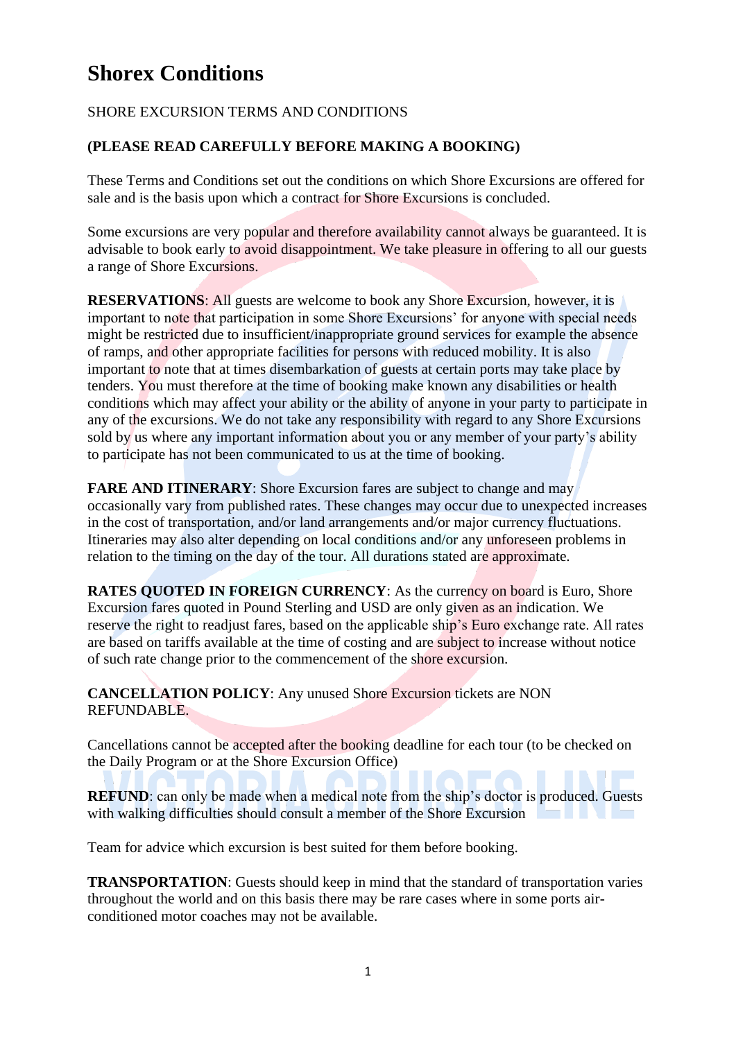# Shorex Conditions

SHORE EXCURSION TERMS AND CONDITIONS

**(PLEASE READ CAREFULLY BEFORE MAKING A BOOKING)**

These Terms and Conditions set out the conditions on which Shore Excursions are offered for sale and is the basis upon which a contract for Shore Excursions is concluded.

Some excursions are very popular and therefore availability cannot always be guaranteed. It is advisable to book early to avoid disappointment. We take pleasure in offering to all our guests a range of Shore Excursions.

**RESERVATIONS**: All guests are welcome to book any Shore Excursion, however, it is important to note that participation in some Shore Excursions' for anyone with special needs might be restricted due to insufficient/inappropriate ground services for example the absence of ramps, and other appropriate facilities for persons with reduced mobility. It is also important to note that at times disembarkation of guests at certain ports may take place by tenders. You must therefore at the time of booking make known any disabilities or health conditions which may affect your ability or the ability of anyone in your party to participate in any of the excursions. We do not take any responsibility with regard to any Shore Excursions sold by us where any important information about you or any member of your party's ability to participate has not been communicated to us at the time of booking.

**FARE AND ITINERARY**: Shore Excursion fares are subject to change and may occasionally vary from published rates. These changes may occur due to unexpected increases in the cost of transportation, and/or land arrangements and/or major currency fluctuations. Itineraries may also alter depending on local conditions and/or any unforeseen problems in relation to the timing on the day of the tour. All durations stated are approximate.

**RATES QUOTED IN FOREIGN CURRENCY**: As the currency on board is Euro, Shore Excursion fares quoted in Pound Sterling and USD are only given as an indication. We reserve the right to readjust fares, based on the applicable ship's Euro exchange rate. All rates are based on tariffs available at the time of costing and are subject to increase without notice of such rate change prior to the commencement of the shore excursion.

**CANCELLATION POLICY**: Any unused Shore Excursion tickets are NON REFUNDABLE.

Cancellations cannot be accepted after the booking deadline for each tour (to be checked on the Daily Program or at the Shore Excursion Office)

**REFUND**: can only be made when a medical note from the ship's doctor is produced. Guests with walking difficulties should consult a member of the Shore Excursion

Team for advice which excursion is best suited for them before booking.

**TRANSPORTATION**: Guests should keep in mind that the standard of transportation varies throughout the world and on this basis there may be rare cases where in some ports air-conditioned motor coaches may not be available.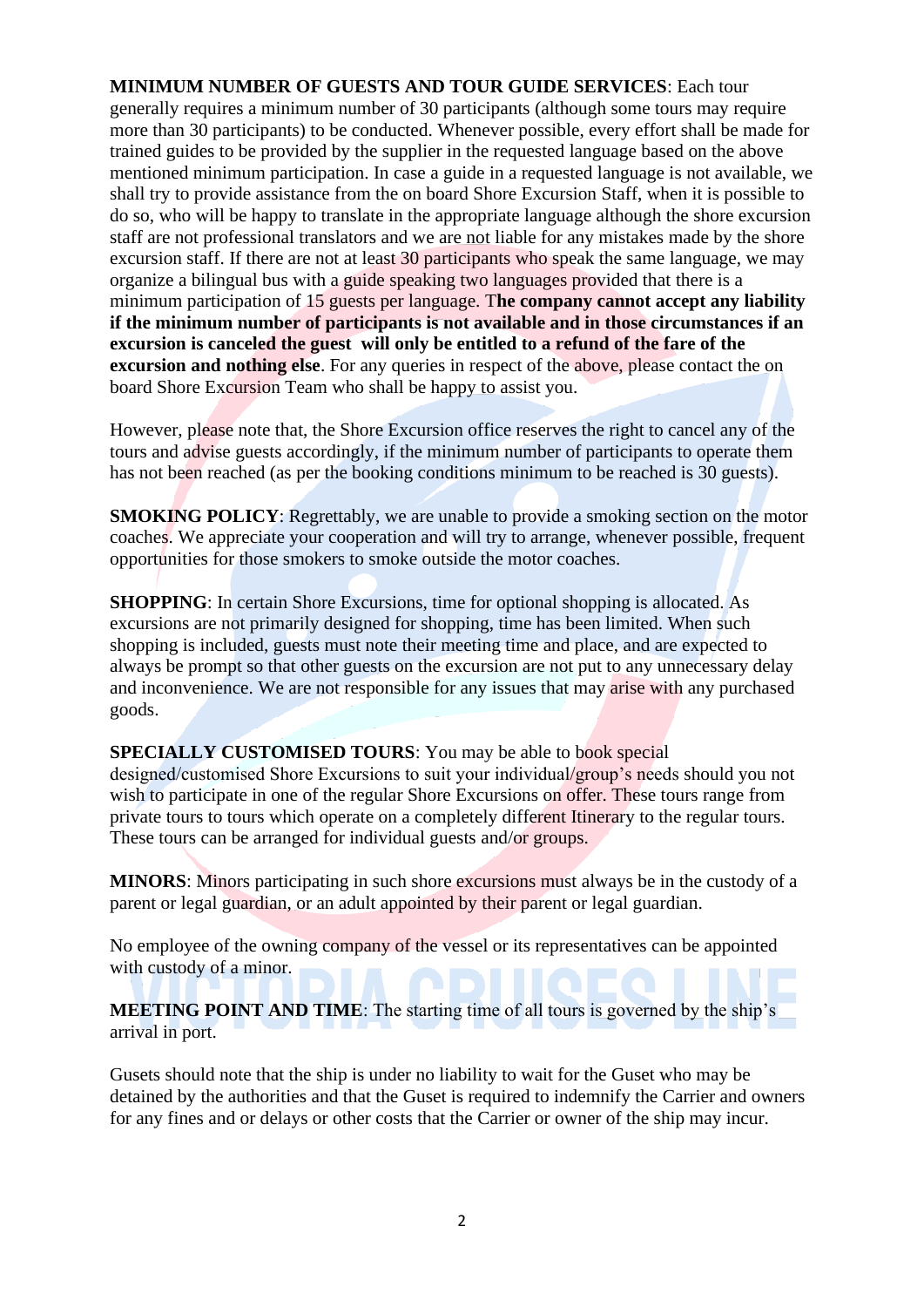**MINIMUM NUMBER OF GUESTS AND TOUR GUIDE SERVICES**: Each tour generally requires a minimum number of 30 participants (although some tours may require more than 30 participants) to be conducted. Whenever possible, every effort shall be made for trained guides to be provided by the supplier in the requested language based on the above mentioned minimum participation. In case a guide in a requested language is not available, we shall try to provide assistance from the on board Shore Excursion Staff, when it is possible to do so, who will be happy to translate in the appropriate language although the shore excursion staff are not professional translators and we are not liable for any mistakes made by the shore excursion staff. If there are not at least 30 participants who speak the same language, we may organize a bilingual bus with a guide speaking two languages provided that there is a minimum participation of 15 guests per language. T**he company cannot accept any liability if the minimum number of participants is not available and in those circumstances if an excursion is canceled the guest will only be entitled to a refund of the fare of the excursion and nothing else**. For any queries in respect of the above, please contact the on board Shore Excursion Team who shall be happy to assist you.

However, please note that, the Shore Excursion office reserves the right to cancel any of the tours and advise guests accordingly, if the minimum number of participants to operate them has not been reached (as per the booking conditions minimum to be reached is 30 guests).

**SMOKING POLICY**: Regrettably, we are unable to provide a smoking section on the motor coaches. We appreciate your cooperation and will try to arrange, whenever possible, frequent opportunities for those smokers to smoke outside the motor coaches.

**SHOPPING**: In certain Shore Excursions, time for optional shopping is allocated. As excursions are not primarily designed for shopping, time has been limited. When such shopping is included, guests must note their meeting time and place, and are expected to always be prompt so that other guests on the excursion are not put to any unnecessary delay and inconvenience. We are not responsible for any issues that may arise with any purchased goods.

**SPECIALLY CUSTOMISED TOURS**: You may be able to book special designed/customised Shore Excursions to suit your individual/group's needs should you not wish to participate in one of the regular Shore Excursions on offer. These tours range from private tours to tours which operate on a completely different Itinerary to the regular tours. These tours can be arranged for individual guests and/or groups.

**MINORS**: Minors participating in such shore excursions must always be in the custody of a parent or legal guardian, or an adult appointed by their parent or legal guardian.

No employee of the owning company of the vessel or its representatives can be appointed with custody of a minor.

**MEETING POINT AND TIME**: The starting time of all tours is governed by the ship's arrival in port.

Gusets should note that the ship is under no liability to wait for the Guset who may be detained by the authorities and that the Guset is required to indemnify the Carrier and owners for any fines and or delays or other costs that the Carrier or owner of the ship may incur.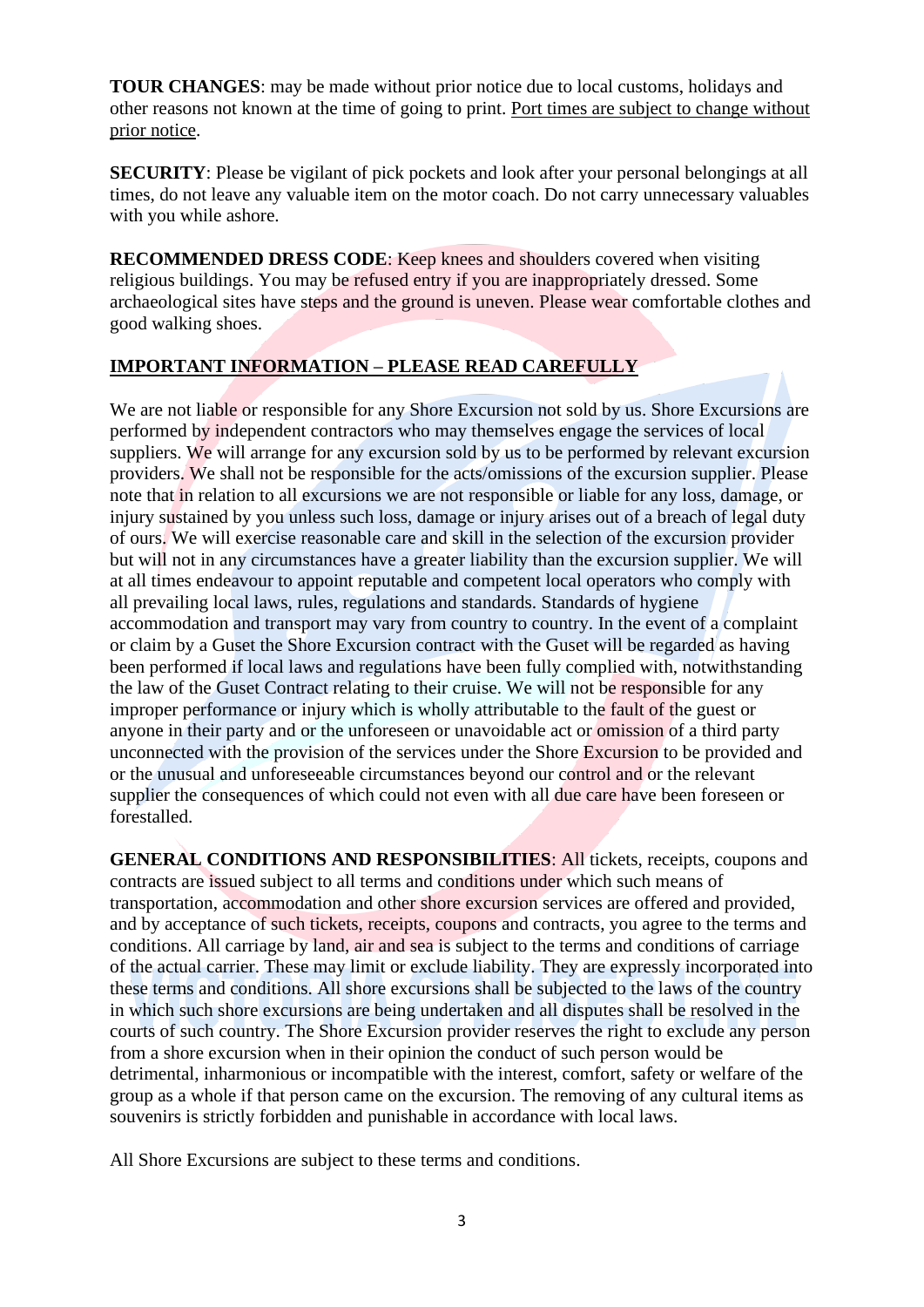**TOUR CHANGES**: may be made without prior notice due to local customs, holidays and other reasons not known at the time of going to print. <u>Port times are subject to change without prior notice</u>.

**SECURITY**: Please be vigilant of pick pockets and look after your personal belongings at all times, do not leave any valuable item on the motor coach. Do not carry unnecessary valuables with you while ashore.

**RECOMMENDED DRESS CODE**: Keep knees and shoulders covered when visiting religious buildings. You may be refused entry if you are inappropriately dressed. Some archaeological sites have steps and the ground is uneven. Please wear comfortable clothes and good walking shoes.

## <u>IMPORTANT INFORMATION – PLEASE READ CAREFULLY</u>

We are not liable or responsible for any Shore Excursion not sold by us. Shore Excursions are performed by independent contractors who may themselves engage the services of local suppliers. We will arrange for any excursion sold by us to be performed by relevant excursion providers. We shall not be responsible for the acts/omissions of the excursion supplier. Please note that in relation to all excursions we are not responsible or liable for any loss, damage, or injury sustained by you unless such loss, damage or injury arises out of a breach of legal duty of ours. We will exercise reasonable care and skill in the selection of the excursion provider but will not in any circumstances have a greater liability than the excursion supplier. We will at all times endeavour to appoint reputable and competent local operators who comply with all prevailing local laws, rules, regulations and standards. Standards of hygiene accommodation and transport may vary from country to country. In the event of a complaint or claim by a Guset the Shore Excursion contract with the Guset will be regarded as having been performed if local laws and regulations have been fully complied with, notwithstanding the law of the Guset Contract relating to their cruise. We will not be responsible for any improper performance or injury which is wholly attributable to the fault of the guest or anyone in their party and or the unforeseen or unavoidable act or omission of a third party unconnected with the provision of the services under the Shore Excursion to be provided and or the unusual and unforeseeable circumstances beyond our control and or the relevant supplier the consequences of which could not even with all due care have been foreseen or forestalled.

**GENERAL CONDITIONS AND RESPONSIBILITIES**: All tickets, receipts, coupons and contracts are issued subject to all terms and conditions under which such means of transportation, accommodation and other shore excursion services are offered and provided, and by acceptance of such tickets, receipts, coupons and contracts, you agree to the terms and conditions. All carriage by land, air and sea is subject to the terms and conditions of carriage of the actual carrier. These may limit or exclude liability. They are expressly incorporated into these terms and conditions. All shore excursions shall be subjected to the laws of the country in which such shore excursions are being undertaken and all disputes shall be resolved in the courts of such country. The Shore Excursion provider reserves the right to exclude any person from a shore excursion when in their opinion the conduct of such person would be detrimental, inharmonious or incompatible with the interest, comfort, safety or welfare of the group as a whole if that person came on the excursion. The removing of any cultural items as souvenirs is strictly forbidden and punishable in accordance with local laws.

All Shore Excursions are subject to these terms and conditions.